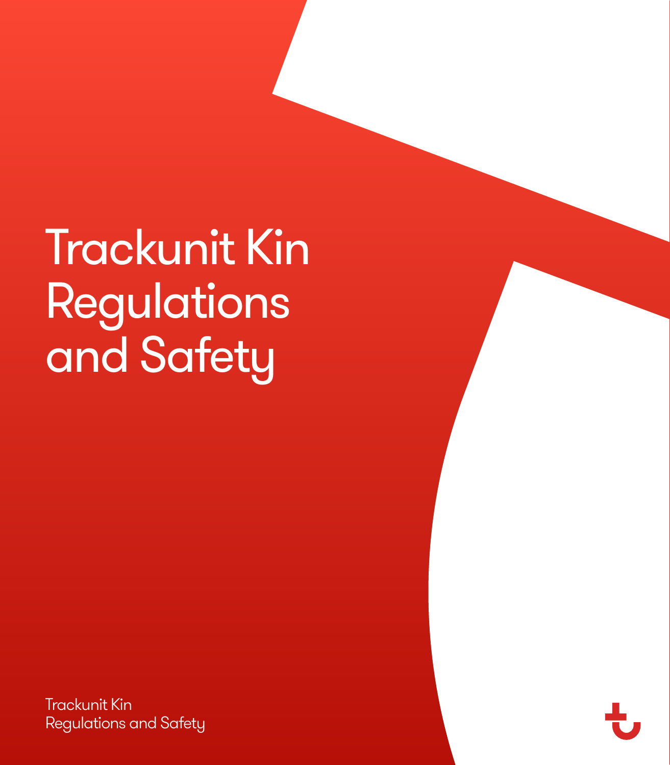# Trackunit Kin Regulations and Safety

Trackunit Kin
Regulations and Safety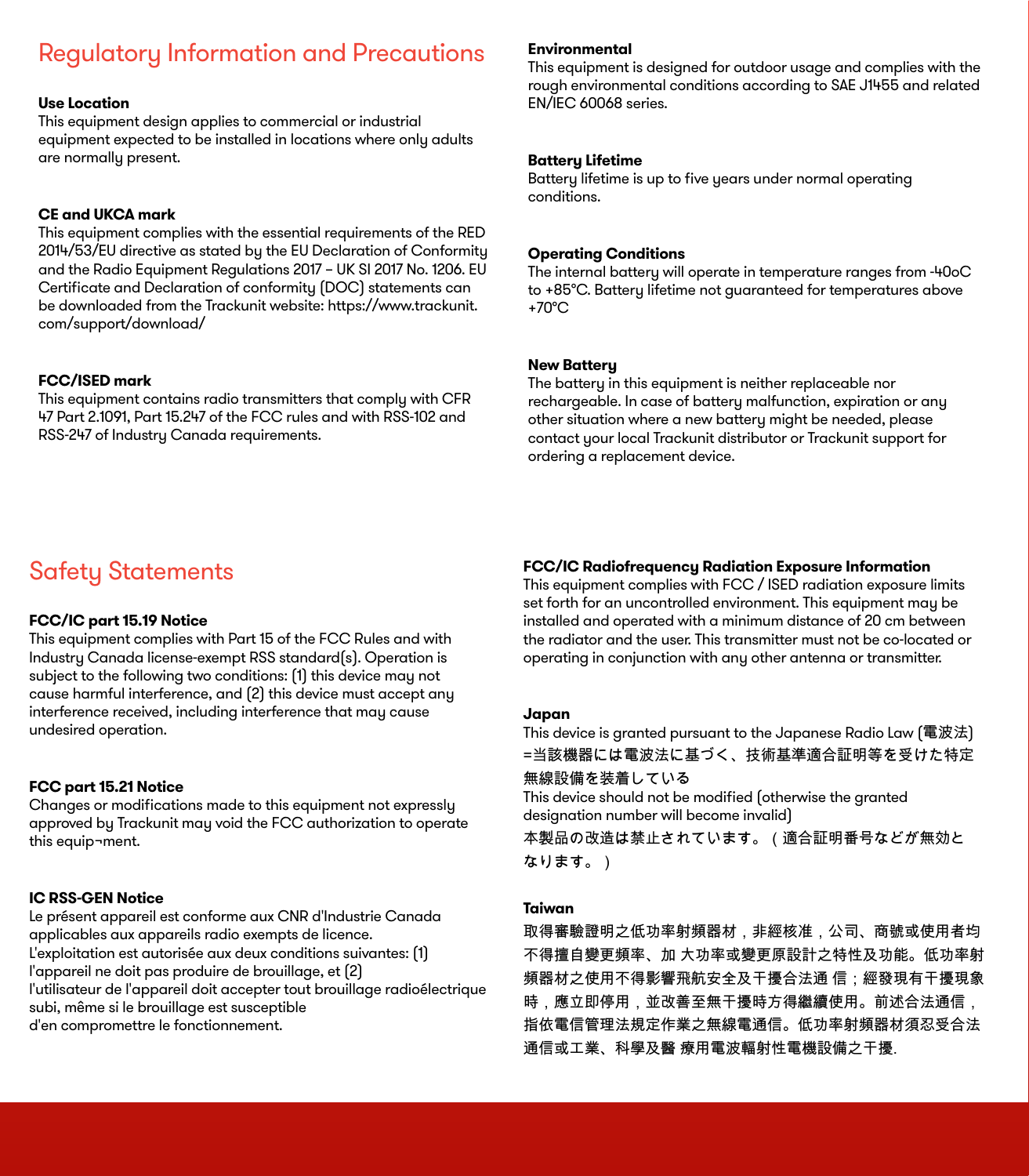## Regulatory Information and Precautions

**Use Location**
This equipment design applies to commercial or industrial equipment expected to be installed in locations where only adults are normally present.

**CE and UKCA mark**
This equipment complies with the essential requirements of the RED 2014/53/EU directive as stated by the EU Declaration of Conformity and the Radio Equipment Regulations 2017 – UK SI 2017 No. 1206. EU Certificate and Declaration of conformity (DOC) statements can be downloaded from the Trackunit website: https://www.trackunit.com/support/download/

**FCC/ISED mark**
This equipment contains radio transmitters that comply with CFR 47 Part 2.1091, Part 15.247 of the FCC rules and with RSS-102 and RSS-247 of Industry Canada requirements.

**Environmental**
This equipment is designed for outdoor usage and complies with the rough environmental conditions according to SAE J1455 and related EN/IEC 60068 series.

**Battery Lifetime**
Battery lifetime is up to five years under normal operating conditions.

**Operating Conditions**
The internal battery will operate in temperature ranges from -40oC to +85°C. Battery lifetime not guaranteed for temperatures above +70°C

**New Battery**
The battery in this equipment is neither replaceable nor rechargeable. In case of battery malfunction, expiration or any other situation where a new battery might be needed, please contact your local Trackunit distributor or Trackunit support for ordering a replacement device.

## Safety Statements

**FCC/IC part 15.19 Notice**
This equipment complies with Part 15 of the FCC Rules and with Industry Canada license-exempt RSS standard(s). Operation is subject to the following two conditions: (1) this device may not cause harmful interference, and (2) this device must accept any interference received, including interference that may cause undesired operation.

**FCC part 15.21 Notice**
Changes or modifications made to this equipment not expressly approved by Trackunit may void the FCC authorization to operate this equip¬ment.

**IC RSS-GEN Notice**
Le présent appareil est conforme aux CNR d'Industrie Canada applicables aux appareils radio exempts de licence.
L'exploitation est autorisée aux deux conditions suivantes: (1) l'appareil ne doit pas produire de brouillage, et (2) l'utilisateur de l'appareil doit accepter tout brouillage radioélectrique subi, même si le brouillage est susceptible d'en compromettre le fonctionnement.

**FCC/IC Radiofrequency Radiation Exposure Information**
This equipment complies with FCC / ISED radiation exposure limits set forth for an uncontrolled environment. This equipment may be installed and operated with a minimum distance of 20 cm between the radiator and the user. This transmitter must not be co-located or operating in conjunction with any other antenna or transmitter.

**Japan**
This device is granted pursuant to the Japanese Radio Law (電波法) =当該機器には電波法に基づく、技術基準適合証明等を受けた特定無線設備を装着している
This device should not be modified (otherwise the granted designation number will become invalid)
本製品の改造は禁止されています。（適合証明番号などが無効となります。）

**Taiwan**
取得審驗證明之低功率射頻器材，非經核准，公司、商號或使用者均不得擅自變更頻率、加 大功率或變更原設計之特性及功能。低功率射頻器材之使用不得影響飛航安全及干擾合法通 信；經發現有干擾現象時，應立即停用，並改善至無干擾時方得繼續使用。前述合法通信，指依電信管理法規定作業之無線電通信。低功率射頻器材須忍受合法通信或工業、科學及醫 療用電波輻射性電機設備之干擾.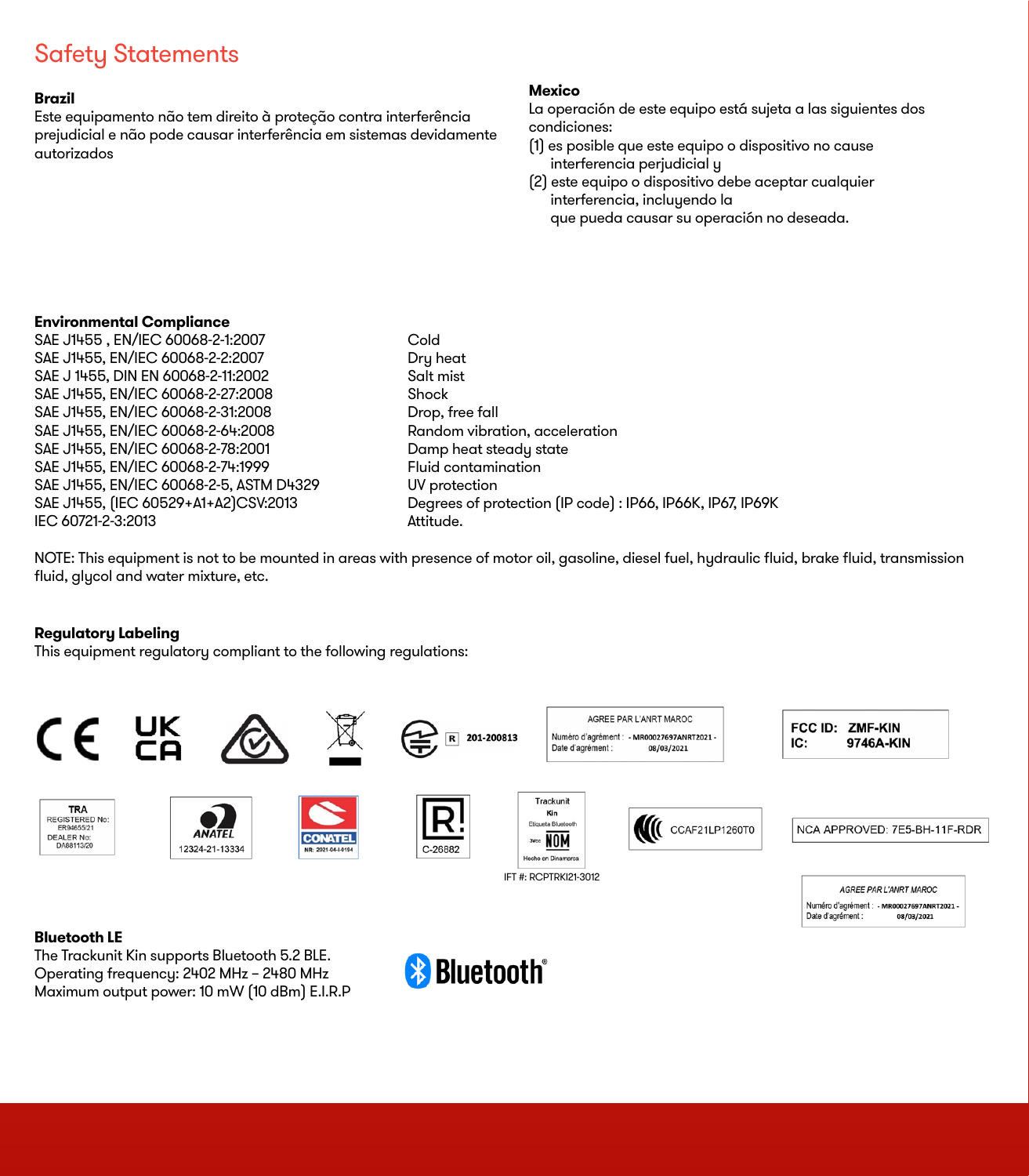# Safety Statements

**Brazil**
Este equipamento não tem direito à proteção contra interferência prejudicial e não pode causar interferência em sistemas devidamente autorizados

**Mexico**
La operación de este equipo está sujeta a las siguientes dos condiciones:
(1) es posible que este equipo o dispositivo no cause interferencia perjudicial y
(2) este equipo o dispositivo debe aceptar cualquier interferencia, incluyendo la que pueda causar su operación no deseada.

**Environmental Compliance**

| | |
|---|---|
| SAE J1455 , EN/IEC 60068-2-1:2007 | Cold |
| SAE J1455, EN/IEC 60068-2-2:2007 | Dry heat |
| SAE J 1455, DIN EN 60068-2-11:2002 | Salt mist |
| SAE J1455, EN/IEC 60068-2-27:2008 | Shock |
| SAE J1455, EN/IEC 60068-2-31:2008 | Drop, free fall |
| SAE J1455, EN/IEC 60068-2-64:2008 | Random vibration, acceleration |
| SAE J1455, EN/IEC 60068-2-78:2001 | Damp heat steady state |
| SAE J1455, EN/IEC 60068-2-74:1999 | Fluid contamination |
| SAE J1455, EN/IEC 60068-2-5, ASTM D4329 | UV protection |
| SAE J1455, (IEC 60529+A1+A2)CSV:2013 | Degrees of protection (IP code) : IP66, IP66K, IP67, IP69K |
| IEC 60721-2-3:2013 | Attitude. |

NOTE: This equipment is not to be mounted in areas with presence of motor oil, gasoline, diesel fuel, hydraulic fluid, brake fluid, transmission fluid, glycol and water mixture, etc.

**Regulatory Labeling**
This equipment regulatory compliant to the following regulations:

R 201-200813

AGREE PAR L'ANRT MAROC
Numéro d'agrément : - MR00027697ANRT2021 -
Date d'agrément : 08/03/2021

FCC ID: ZMF-KIN
IC: 9746A-KIN

TRA
REGISTERED No: ER94655/21
DEALER No: DA88113/20

ANATEL
12324-21-13334

CONATEL
NR: 2021-04-I-0194

C-26882

Trackunit
Kin
Etiqueta Bluetooth
NOM
Hecho en Dinamarca

IFT #: RCPTRKI21-3012

CCAF21LP1260T0

NCA APPROVED: 7E5-BH-11F-RDR

AGREE PAR L'ANRT MAROC
Numéro d'agrément : - MR00027697ANRT2021 -
Date d'agrément : 08/03/2021

**Bluetooth LE**
The Trackunit Kin supports Bluetooth 5.2 BLE.
Operating frequency: 2402 MHz – 2480 MHz
Maximum output power: 10 mW (10 dBm) E.I.R.P

Bluetooth®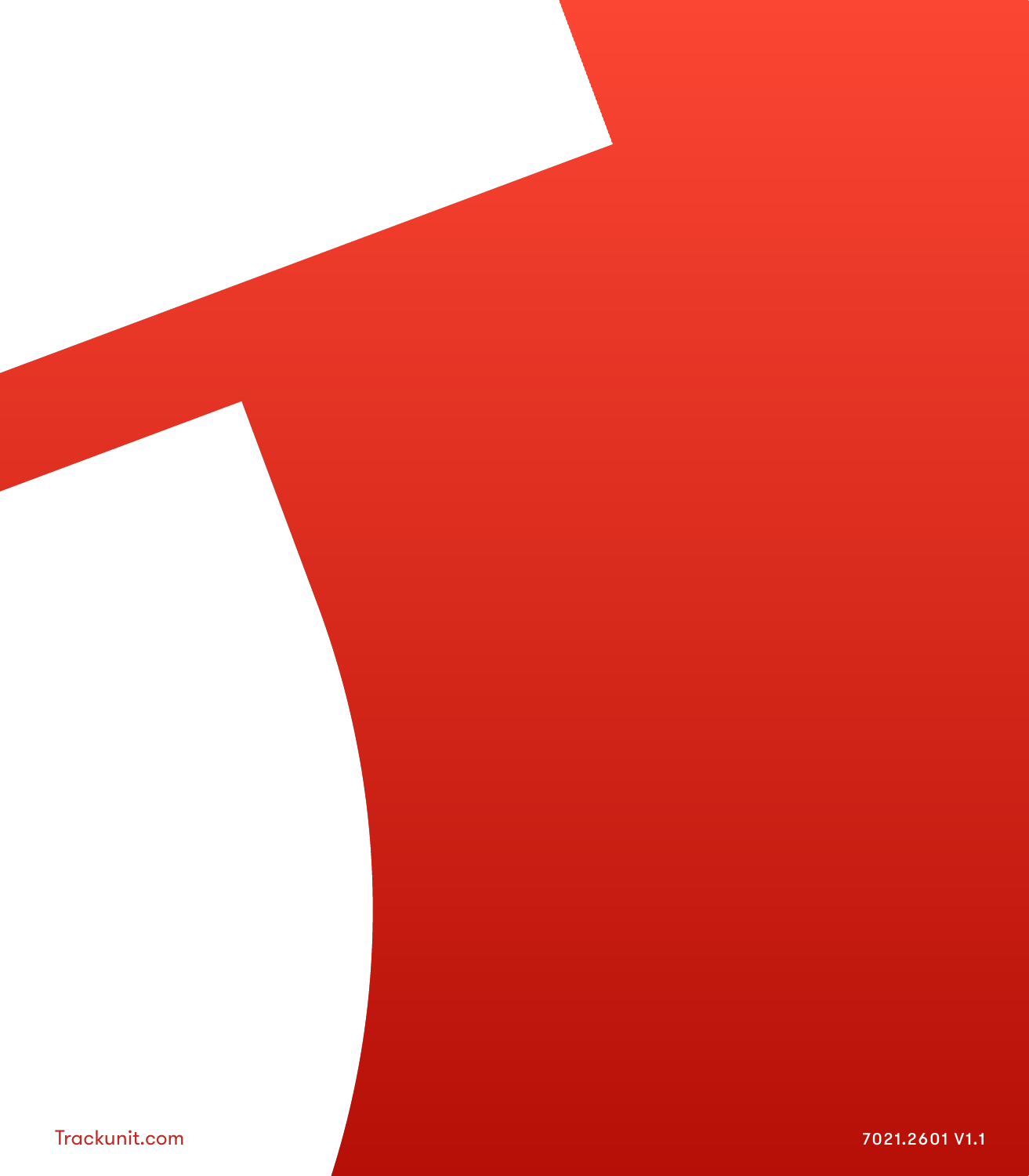Trackunit.com

7021.2601 V1.1